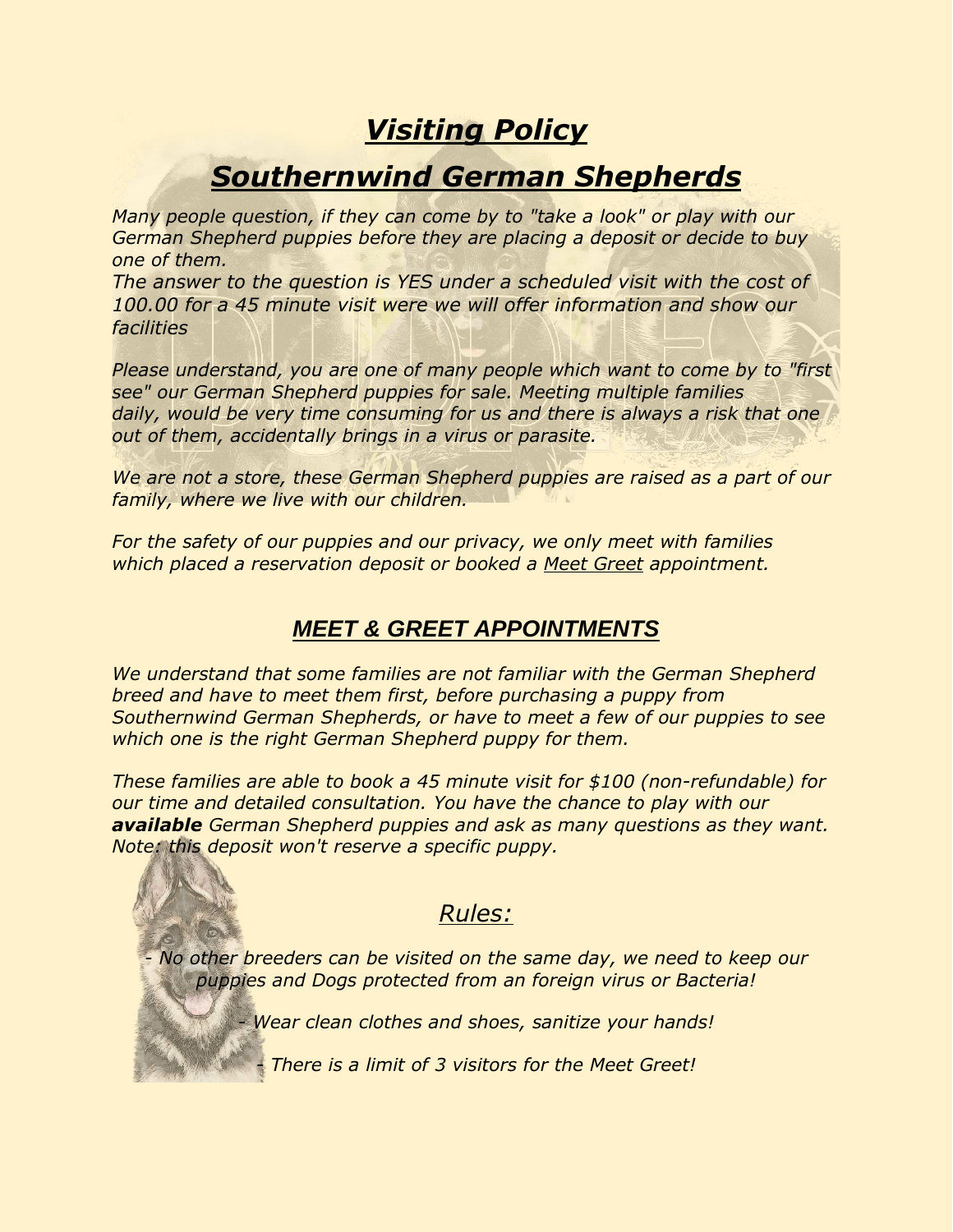# *Visiting Policy*

# *Southernwind German Shepherds*

*Many people question, if they can come by to "take a look" or play with our German Shepherd puppies before they are placing a deposit or decide to buy one of them.*
*The answer to the question is YES under a scheduled visit with the cost of 100.00 for a 45 minute visit were we will offer information and show our facilities*

*Please understand, you are one of many people which want to come by to "first see" our German Shepherd puppies for sale. Meeting multiple families daily, would be very time consuming for us and there is always a risk that one out of them, accidentally brings in a virus or parasite.*

*We are not a store, these German Shepherd puppies are raised as a part of our family, where we live with our children.*

*For the safety of our puppies and our privacy, we only meet with families which placed a reservation deposit or booked a Meet Greet appointment.*

## *MEET & GREET APPOINTMENTS*

*We understand that some families are not familiar with the German Shepherd breed and have to meet them first, before purchasing a puppy from Southernwind German Shepherds, or have to meet a few of our puppies to see which one is the right German Shepherd puppy for them.*

*These families are able to book a 45 minute visit for $100 (non-refundable) for our time and detailed consultation. You have the chance to play with our **available** German Shepherd puppies and ask as many questions as they want. Note: this deposit won't reserve a specific puppy.*

### *Rules:*

*- No other breeders can be visited on the same day, we need to keep our puppies and Dogs protected from an foreign virus or Bacteria!*

*- Wear clean clothes and shoes, sanitize your hands!*

*- There is a limit of 3 visitors for the Meet Greet!*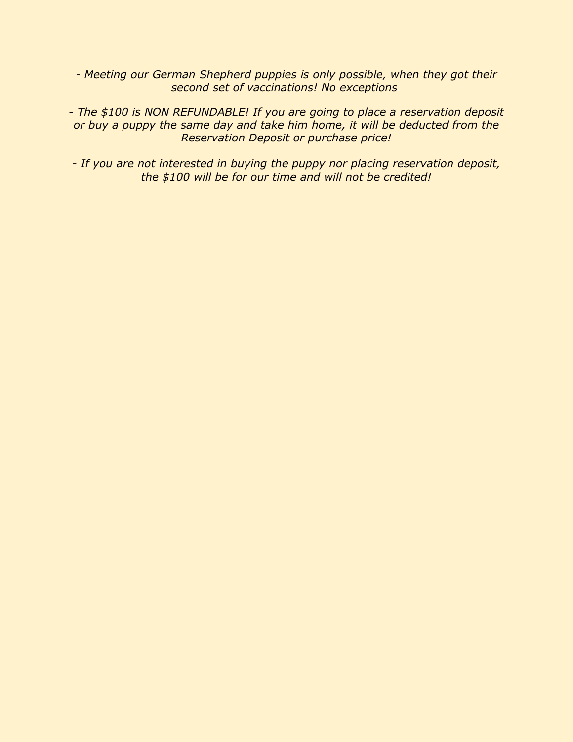*- Meeting our German Shepherd puppies is only possible, when they got their second set of vaccinations! No exceptions*

*- The $100 is NON REFUNDABLE! If you are going to place a reservation deposit or buy a puppy the same day and take him home, it will be deducted from the Reservation Deposit or purchase price!*

*- If you are not interested in buying the puppy nor placing reservation deposit, the $100 will be for our time and will not be credited!*